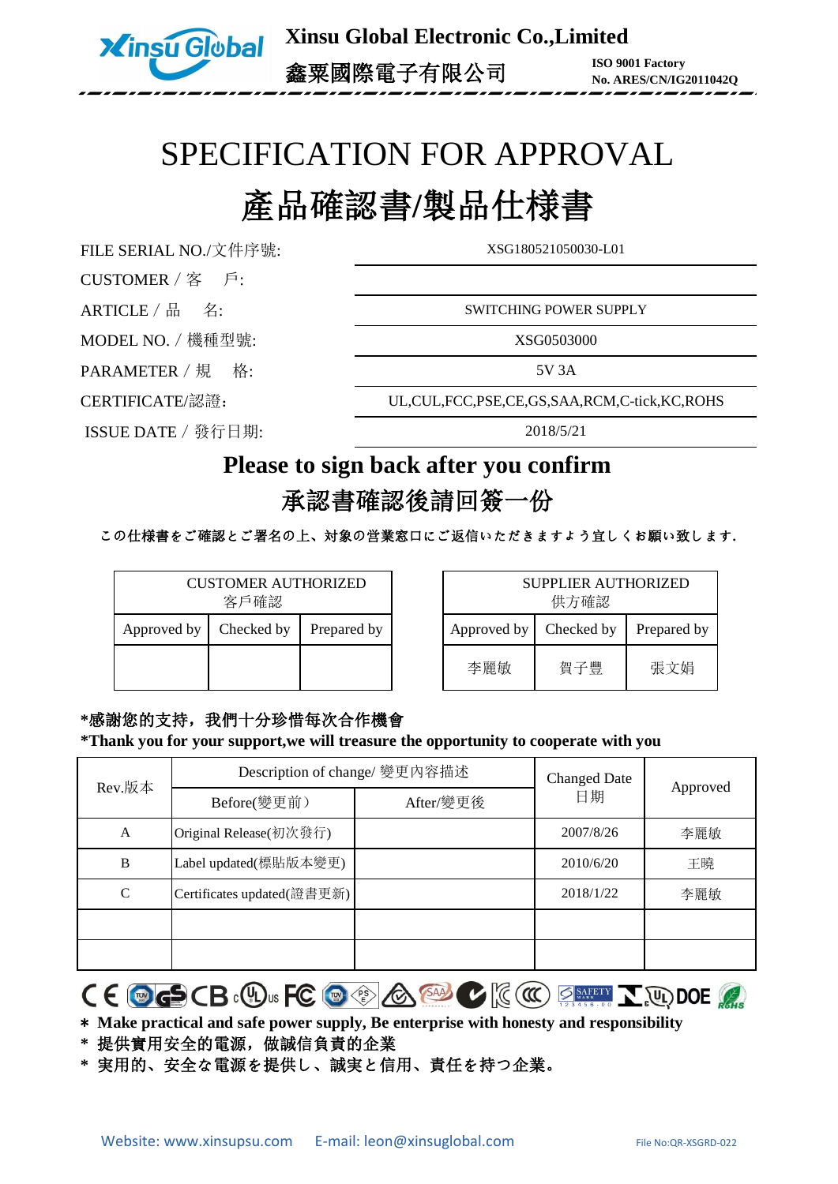**Xinsu Global Electronic Co.,Limited**

**鑫粟國際電子有限公司**

**ISO 9001 Factory**
**No. ARES/CN/IG2011042Q**

# SPECIFICATION FOR APPROVAL

# 產品確認書/製品仕樣書

| | |
|---|---|
| FILE SERIAL NO./文件序號: | XSG180521050030-L01 |
| CUSTOMER / 客　戶: | |
| ARTICLE / 品　名: | SWITCHING POWER SUPPLY |
| MODEL NO. / 機種型號: | XSG0503000 |
| PARAMETER / 規　格: | 5V 3A |
| CERTIFICATE/認證: | UL,CUL,FCC,PSE,CE,GS,SAA,RCM,C-tick,KC,ROHS |
| ISSUE DATE / 發行日期: | 2018/5/21 |

## Please to sign back after you confirm

## 承認書確認後請回簽一份

この仕様書をご確認とご署名の上、対象の営業窓口にご返信いただきますよう宜しくお願い致します.

| CUSTOMER AUTHORIZED 客戶確認 | | |
|---|---|---|
| Approved by | Checked by | Prepared by |
| | | |

| SUPPLIER AUTHORIZED 供方確認 | | |
|---|---|---|
| Approved by | Checked by | Prepared by |
| 李麗敏 | 賀子豐 | 張文娟 |

**\*感謝您的支持，我們十分珍惜每次合作機會**

**\*Thank you for your support,we will treasure the opportunity to cooperate with you**

| Rev.版本 | Description of change/ 變更內容描述 | | Changed Date 日期 | Approved |
|---|---|---|---|---|
| | Before(變更前） | After/變更後 | | |
| A | Original Release(初次發行) | | 2007/8/26 | 李麗敏 |
| B | Label updated(標貼版本變更) | | 2010/6/20 | 王曉 |
| C | Certificates updated(證書更新) | | 2018/1/22 | 李麗敏 |
| | | | | |
| | | | | |

**∗ Make practical and safe power supply, Be enterprise with honesty and responsibility**

**\* 提供實用安全的電源，做誠信負責的企業**

**\* 実用的、安全な電源を提供し、誠実と信用、責任を持つ企業。**

Website: www.xinsupsu.com　E-mail: leon@xinsuglobal.com　File No:QR-XSGRD-022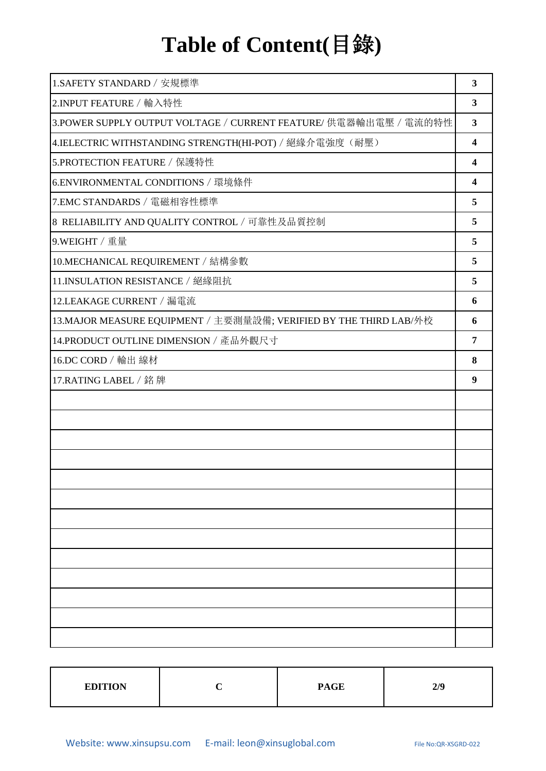# Table of Content(目錄)

| | |
|---|---|
| 1.SAFETY STANDARD / 安規標準 | 3 |
| 2.INPUT FEATURE / 輸入特性 | 3 |
| 3.POWER SUPPLY OUTPUT VOLTAGE / CURRENT FEATURE/ 供電器輸出電壓 / 電流的特性 | 3 |
| 4.IELECTRIC WITHSTANDING STRENGTH(HI-POT) / 絕緣介電強度（耐壓） | 4 |
| 5.PROTECTION FEATURE / 保護特性 | 4 |
| 6.ENVIRONMENTAL CONDITIONS / 環境條件 | 4 |
| 7.EMC STANDARDS / 電磁相容性標準 | 5 |
| 8 RELIABILITY AND QUALITY CONTROL / 可靠性及品質控制 | 5 |
| 9.WEIGHT / 重量 | 5 |
| 10.MECHANICAL REQUIREMENT / 結構參數 | 5 |
| 11.INSULATION RESISTANCE / 絕緣阻抗 | 5 |
| 12.LEAKAGE CURRENT / 漏電流 | 6 |
| 13.MAJOR MEASURE EQUIPMENT / 主要測量設備; VERIFIED BY THE THIRD LAB/外校 | 6 |
| 14.PRODUCT OUTLINE DIMENSION / 產品外觀尺寸 | 7 |
| 16.DC CORD / 輸出 線材 | 8 |
| 17.RATING LABEL / 銘 牌 | 9 |

| EDITION | C | PAGE | 2/9 |
|---|---|---|---|

Website: www.xinsupsu.com E-mail: leon@xinsuglobal.com File No:QR-XSGRD-022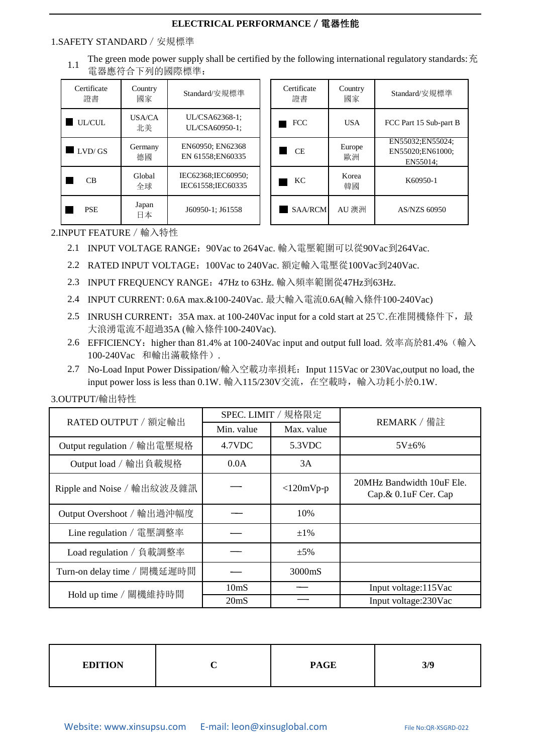## ELECTRICAL PERFORMANCE／電器性能

### 1.SAFETY STANDARD／安規標準

1.1 The green mode power supply shall be certified by the following international regulatory standards:充電器應符合下列的國際標準：

| Certificate 證書 | Country 國家 | Standard/安規標準 |
|---|---|---|
| ■ UL/CUL | USA/CA 北美 | UL/CSA62368-1; UL/CSA60950-1; |
| ■ LVD/ GS | Germany 德國 | EN60950; EN62368 EN 61558;EN60335 |
| ■ CB | Global 全球 | IEC62368;IEC60950; IEC61558;IEC60335 |
| ■ PSE | Japan 日本 | J60950-1; J61558 |

| Certificate 證書 | Country 國家 | Standard/安規標準 |
|---|---|---|
| ■ FCC | USA | FCC Part 15 Sub-part B |
| ■ CE | Europe 歐洲 | EN55032;EN55024; EN55020;EN61000; EN55014; |
| ■ KC | Korea 韓國 | K60950-1 |
| ■ SAA/RCM | AU 澳洲 | AS/NZS 60950 |

### 2.INPUT FEATURE／輸入特性

2.1 INPUT VOLTAGE RANGE：90Vac to 264Vac. 輸入電壓範圍可以從90Vac到264Vac.

2.2 RATED INPUT VOLTAGE：100Vac to 240Vac. 額定輸入電壓從100Vac到240Vac.

2.3 INPUT FREQUENCY RANGE：47Hz to 63Hz. 輸入頻率範圍從47Hz到63Hz.

2.4 INPUT CURRENT: 0.6A max.&100-240Vac. 最大輸入電流0.6A(輸入條件100-240Vac)

2.5 INRUSH CURRENT：35A max. at 100-240Vac input for a cold start at 25℃.在准開機條件下，最大浪湧電流不超過35A (輸入條件100-240Vac).

2.6 EFFICIENCY：higher than 81.4% at 100-240Vac input and output full load. 效率高於81.4%（輸入100-240Vac 和輸出滿載條件）.

2.7 No-Load Input Power Dissipation/輸入空載功率損耗：Input 115Vac or 230Vac,output no load, the input power loss is less than 0.1W. 輸入115/230V交流，在空載時，輸入功耗小於0.1W.

### 3.OUTPUT/輸出特性

| RATED OUTPUT／額定輸出 | SPEC. LIMIT／規格限定 | | REMARK／備註 |
|---|---|---|---|
| | Min. value | Max. value | |
| Output regulation／輸出電壓規格 | 4.7VDC | 5.3VDC | 5V±6% |
| Output load／輸出負載規格 | 0.0A | 3A | |
| Ripple and Noise／輸出紋波及雜訊 | — | <120mVp-p | 20MHz Bandwidth 10uF Ele. Cap.& 0.1uF Cer. Cap |
| Output Overshoot／輸出過沖幅度 | — | 10% | |
| Line regulation／電壓調整率 | — | ±1% | |
| Load regulation／負載調整率 | — | ±5% | |
| Turn-on delay time／開機延遲時間 | — | 3000mS | |
| Hold up time／關機維持時間 | 10mS | — | Input voltage:115Vac |
| | 20mS | — | Input voltage:230Vac |

| EDITION | C | PAGE | 3/9 |
|---|---|---|---|

Website: www.xinsupsu.com E-mail: leon@xinsuglobal.com File No:QR-XSGRD-022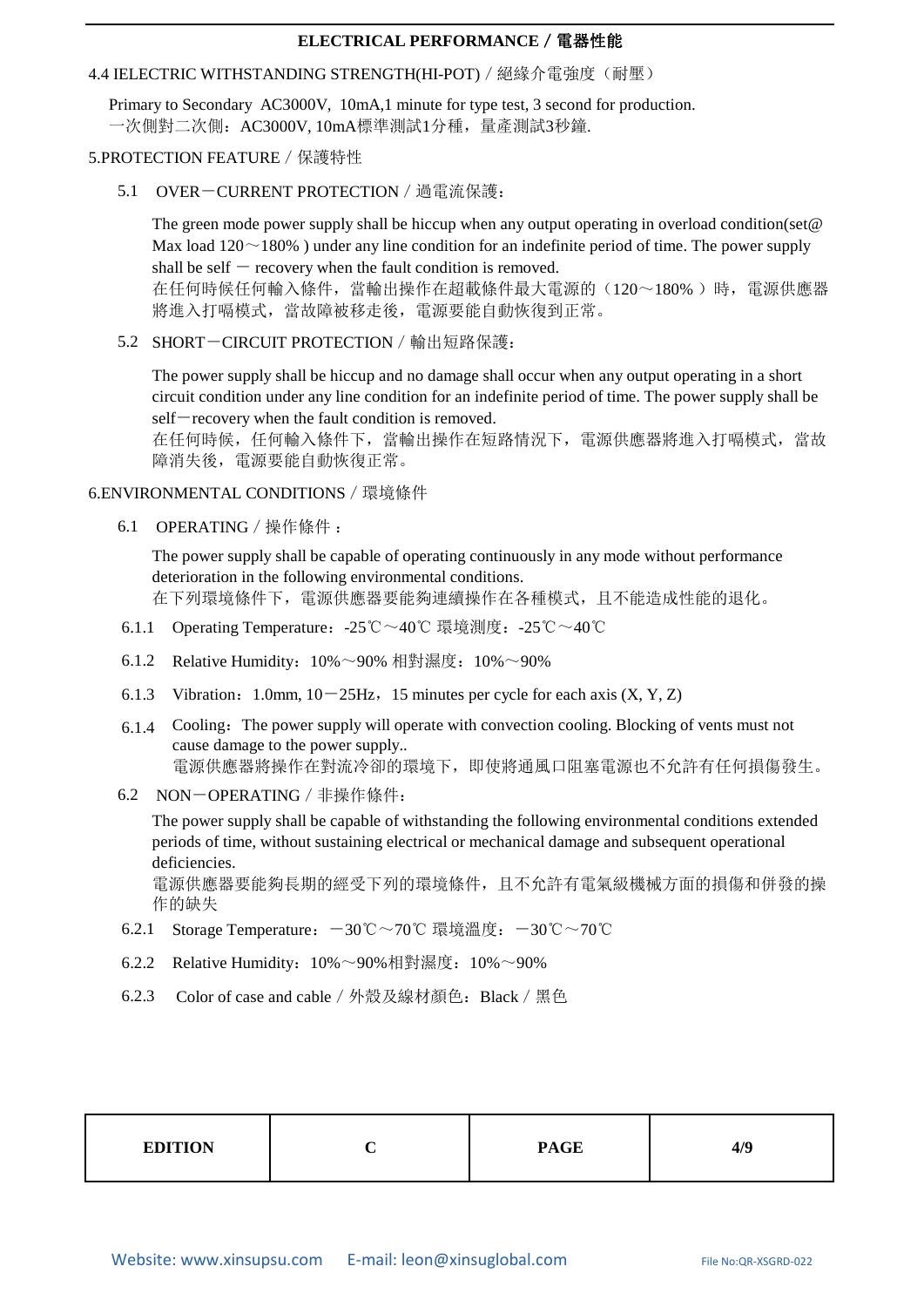## ELECTRICAL PERFORMANCE／電器性能

4.4 IELECTRIC WITHSTANDING STRENGTH(HI-POT)／絕緣介電強度（耐壓）

Primary to Secondary AC3000V, 10mA,1 minute for type test, 3 second for production.
一次側對二次側：AC3000V, 10mA標準測試1分種，量產測試3秒鐘.

5.PROTECTION FEATURE／保護特性

5.1 OVER－CURRENT PROTECTION／過電流保護：

The green mode power supply shall be hiccup when any output operating in overload condition(set@ Max load 120～180% ) under any line condition for an indefinite period of time. The power supply shall be self － recovery when the fault condition is removed.
在任何時候任何輸入條件，當輸出操作在超載條件最大電源的（120～180% ）時，電源供應器將進入打嗝模式，當故障被移走後，電源要能自動恢復到正常。

5.2 SHORT－CIRCUIT PROTECTION／輸出短路保護：

The power supply shall be hiccup and no damage shall occur when any output operating in a short circuit condition under any line condition for an indefinite period of time. The power supply shall be self－recovery when the fault condition is removed.
在任何時候，任何輸入條件下，當輸出操作在短路情況下，電源供應器將進入打嗝模式，當故障消失後，電源要能自動恢復正常。

6.ENVIRONMENTAL CONDITIONS／環境條件

6.1 OPERATING／操作條件：

The power supply shall be capable of operating continuously in any mode without performance deterioration in the following environmental conditions.
在下列環境條件下，電源供應器要能夠連續操作在各種模式，且不能造成性能的退化。

6.1.1 Operating Temperature：-25℃～40℃ 環境測度：-25℃～40℃

6.1.2 Relative Humidity：10%～90% 相對濕度：10%～90%

6.1.3 Vibration：1.0mm, 10－25Hz，15 minutes per cycle for each axis (X, Y, Z)

6.1.4 Cooling：The power supply will operate with convection cooling. Blocking of vents must not cause damage to the power supply..
電源供應器將操作在對流冷卻的環境下，即使將通風口阻塞電源也不允許有任何損傷發生。

6.2 NON－OPERATING／非操作條件：

The power supply shall be capable of withstanding the following environmental conditions extended periods of time, without sustaining electrical or mechanical damage and subsequent operational deficiencies.
電源供應器要能夠長期的經受下列的環境條件，且不允許有電氣級機械方面的損傷和併發的操作的缺失

6.2.1 Storage Temperature：－30℃～70℃ 環境溫度：－30℃～70℃

6.2.2 Relative Humidity：10%～90%相對濕度：10%～90%

6.2.3 Color of case and cable／外殼及線材顏色：Black／黑色

| EDITION | C | PAGE | 4/9 |
|---|---|---|---|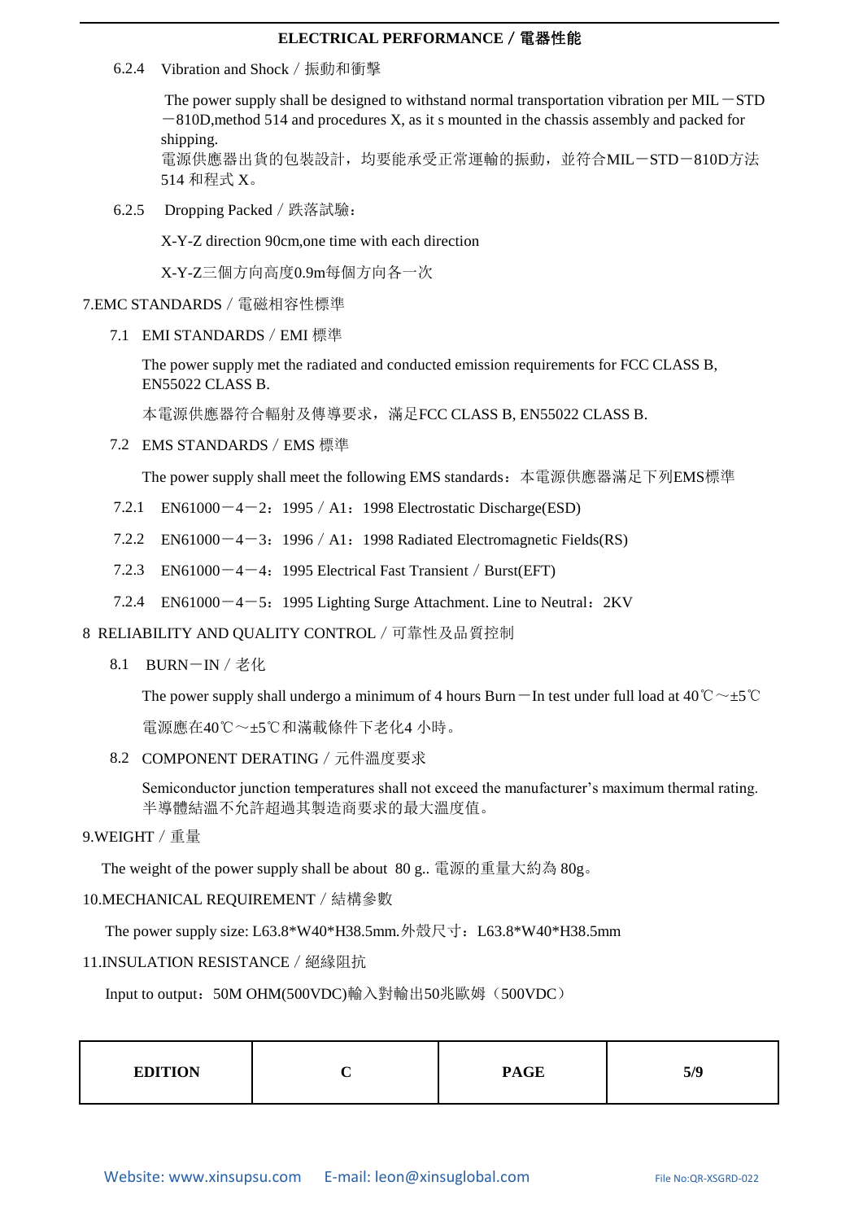#### 6.2.4 Vibration and Shock／振動和衝擊

The power supply shall be designed to withstand normal transportation vibration per MIL－STD－810D,method 514 and procedures X, as it s mounted in the chassis assembly and packed for shipping.
電源供應器出貨的包裝設計，均要能承受正常運輸的振動，並符合MIL－STD－810D方法 514 和程式 X。

#### 6.2.5 Dropping Packed／跌落試驗：

X-Y-Z direction 90cm,one time with each direction

X-Y-Z三個方向高度0.9m每個方向各一次

## 7.EMC STANDARDS／電磁相容性標準

### 7.1 EMI STANDARDS／EMI 標準

The power supply met the radiated and conducted emission requirements for FCC CLASS B, EN55022 CLASS B.

本電源供應器符合輻射及傳導要求，滿足FCC CLASS B, EN55022 CLASS B.

### 7.2 EMS STANDARDS／EMS 標準

The power supply shall meet the following EMS standards：本電源供應器滿足下列EMS標準

- 7.2.1 EN61000－4－2：1995／A1：1998 Electrostatic Discharge(ESD)
- 7.2.2 EN61000－4－3：1996／A1：1998 Radiated Electromagnetic Fields(RS)
- 7.2.3 EN61000－4－4：1995 Electrical Fast Transient／Burst(EFT)
- 7.2.4 EN61000－4－5：1995 Lighting Surge Attachment. Line to Neutral：2KV

## 8 RELIABILITY AND QUALITY CONTROL／可靠性及品質控制

### 8.1 BURN－IN／老化

The power supply shall undergo a minimum of 4 hours Burn－In test under full load at 40℃～±5℃

電源應在40℃～±5℃和滿載條件下老化4 小時。

### 8.2 COMPONENT DERATING／元件溫度要求

Semiconductor junction temperatures shall not exceed the manufacturer's maximum thermal rating.
半導體結溫不允許超過其製造商要求的最大溫度值。

## 9.WEIGHT／重量

The weight of the power supply shall be about 80 g.. 電源的重量大約為 80g。

## 10.MECHANICAL REQUIREMENT／結構參數

The power supply size: L63.8*W40*H38.5mm.外殼尺寸：L63.8*W40*H38.5mm

## 11.INSULATION RESISTANCE／絕緣阻抗

Input to output：50M OHM(500VDC)輸入對輸出50兆歐姆（500VDC）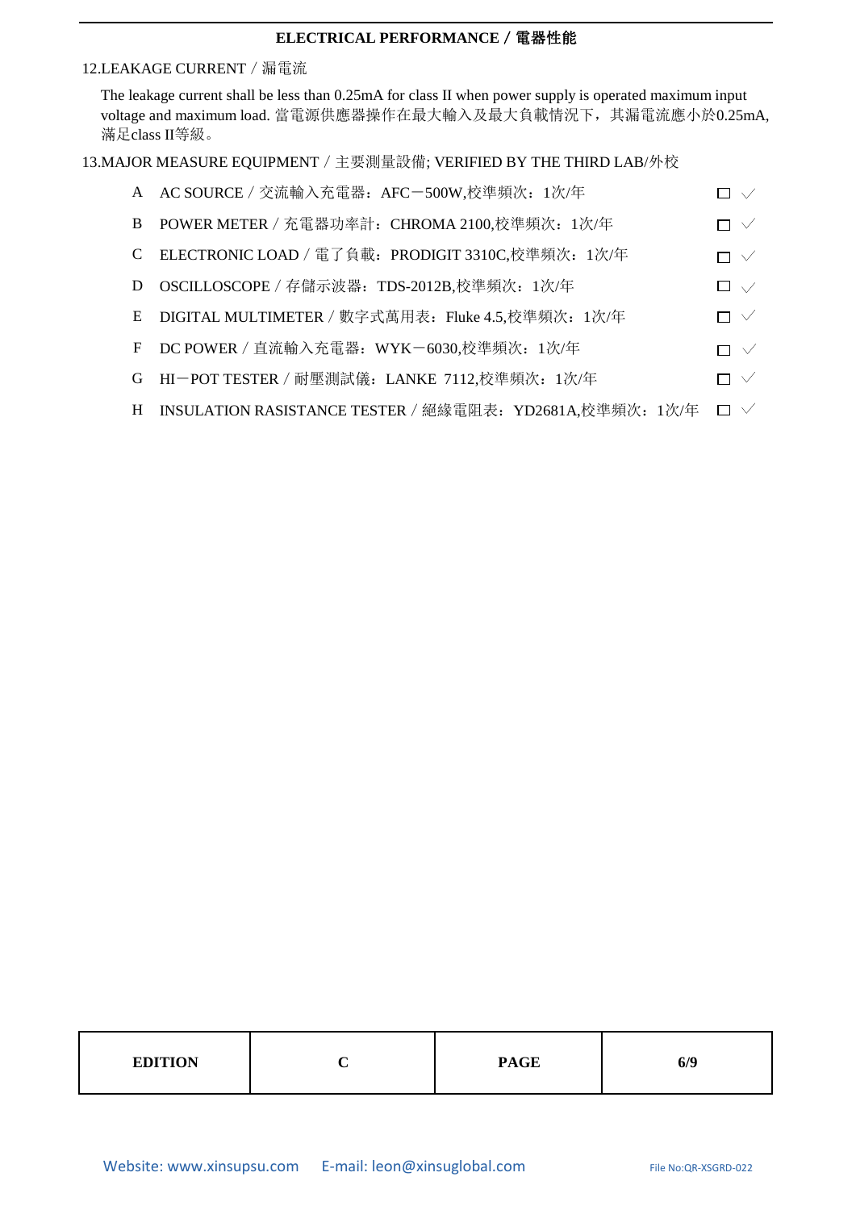## ELECTRICAL PERFORMANCE／電器性能

12.LEAKAGE CURRENT／漏電流

The leakage current shall be less than 0.25mA for class II when power supply is operated maximum input voltage and maximum load. 當電源供應器操作在最大輸入及最大負載情況下，其漏電流應小於0.25mA, 滿足class II等級。

13.MAJOR MEASURE EQUIPMENT／主要測量設備; VERIFIED BY THE THIRD LAB/外校

A AC SOURCE／交流輸入充電器：AFC－500W,校準頻次：1次/年 □ ✓

B POWER METER／充電器功率計：CHROMA 2100,校準頻次：1次/年 □ ✓

C ELECTRONIC LOAD／電了負載：PRODIGIT 3310C,校準頻次：1次/年 □ ✓

D OSCILLOSCOPE／存儲示波器：TDS-2012B,校準頻次：1次/年 □ ✓

E DIGITAL MULTIMETER／數字式萬用表：Fluke 4.5,校準頻次：1次/年 □ ✓

F DC POWER／直流輸入充電器：WYK－6030,校準頻次：1次/年 □ ✓

G HI－POT TESTER／耐壓測試儀：LANKE 7112,校準頻次：1次/年 □ ✓

H INSULATION RASISTANCE TESTER／絕緣電阻表：YD2681A,校準頻次：1次/年 □ ✓

| EDITION | C | PAGE | 6/9 |
|---|---|---|---|

Website: www.xinsupsu.com E-mail: leon@xinsuglobal.com File No:QR-XSGRD-022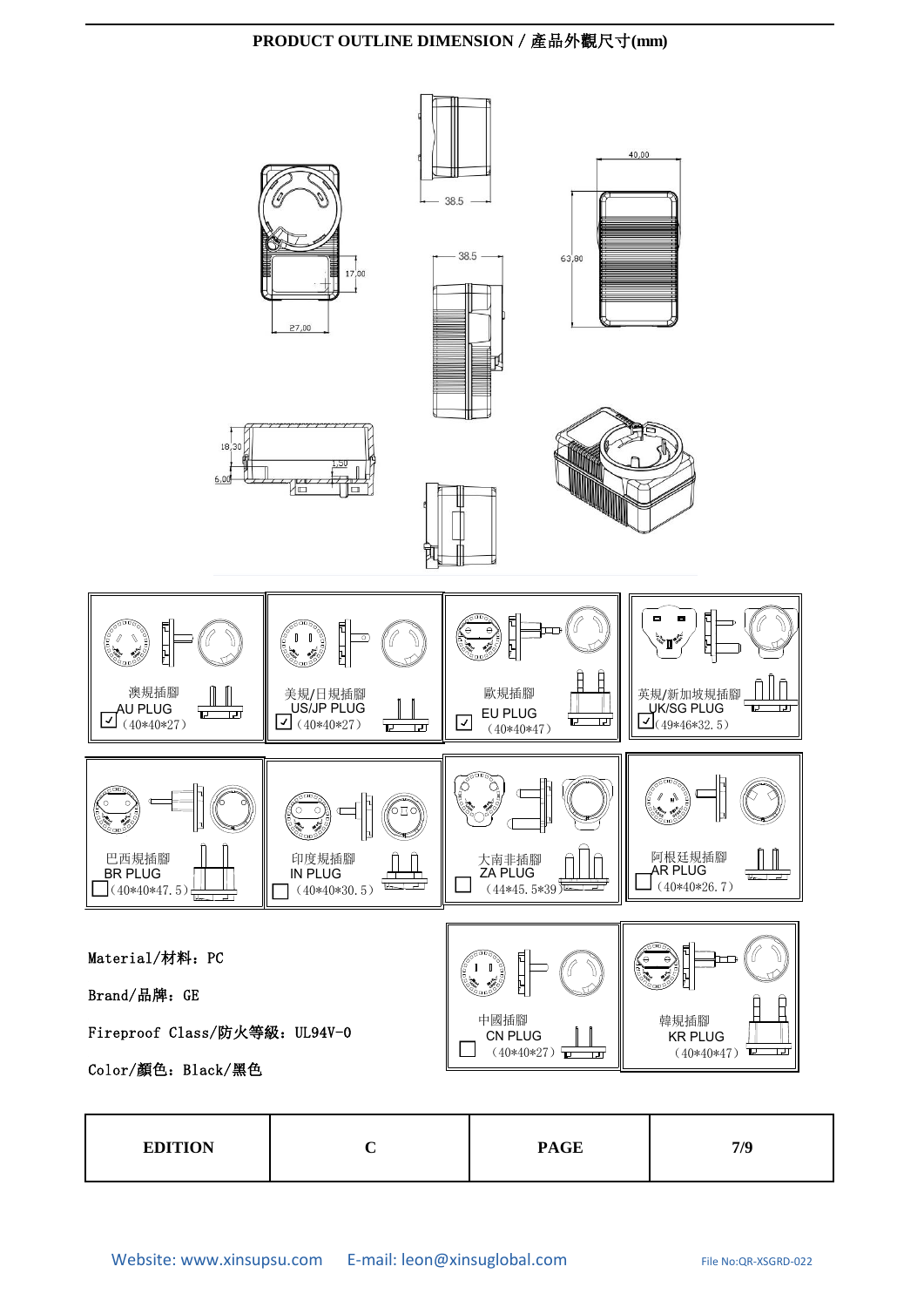## PRODUCT OUTLINE DIMENSION / 產品外觀尺寸(mm)

38.5

40.00

38.5

63.80

17.00

27.00

18.30

1.50

6.00

| 澳規插腳 AU PLUG ☑（40*40*27） | 美規/日規插腳 US/JP PLUG ☑（40*40*27） | 歐規插腳 EU PLUG ☑（40*40*47） | 英規/新加坡規插腳 UK/SG PLUG ☑（49*46*32.5） |
|---|---|---|---|
| 巴西規插腳 BR PLUG ☐（40*40*47.5） | 印度規插腳 IN PLUG ☐（40*40*30.5） | 大南非插腳 ZA PLUG ☐（44*45.5*39） | 阿根廷規插腳 AR PLUG ☐（40*40*26.7） |
| | | 中國插腳 CN PLUG ☐（40*40*27） | 韓規插腳 KR PLUG ☐（40*40*47） |

Material/材料：PC

Brand/品牌：GE

Fireproof Class/防火等級：UL94V-0

Color/顏色：Black/黑色

| EDITION | C | PAGE | 7/9 |
|---|---|---|---|

Website: www.xinsupsu.com E-mail: leon@xinsuglobal.com File No:QR-XSGRD-022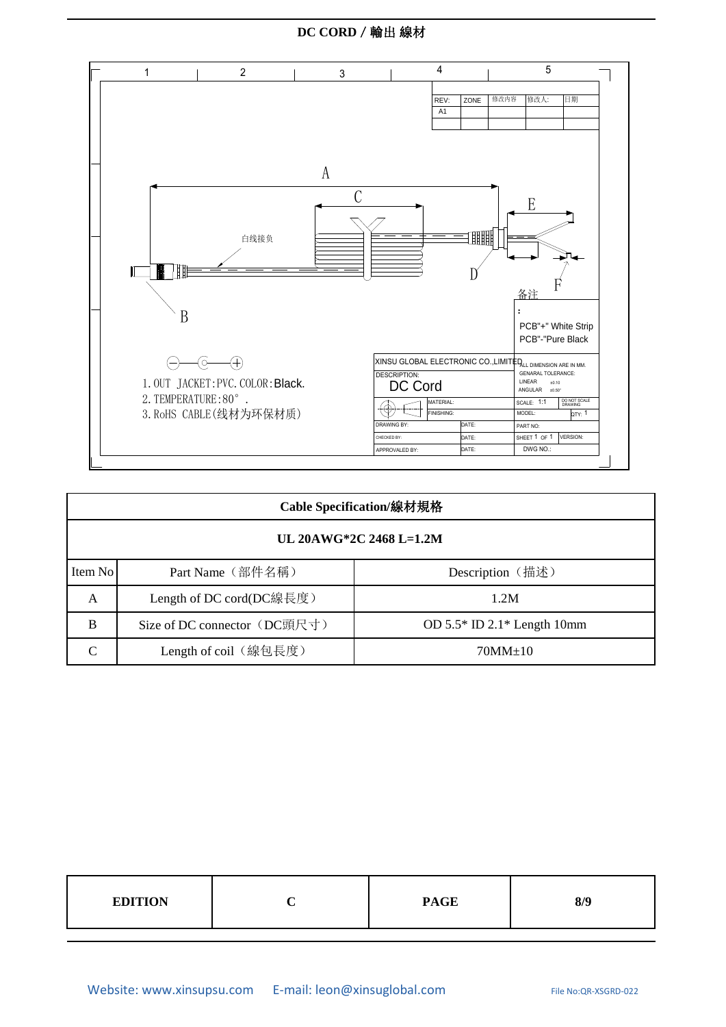## DC CORD / 輸出 線材

| REV: | ZONE | 修改内容 | 修改人: | 日期 |
|---|---|---|---|---|
| A1 | | | | |

A

C

E

白线接负

D

F

B

备注:

PCB"+" White Strip
PCB"-"Pure Black

1. OUT JACKET:PVC. COLOR:Black.
2. TEMPERATURE:80°.
3. RoHS CABLE(线材为环保材质)

XINSU GLOBAL ELECTRONIC CO.,LIMITED

DESCRIPTION: DC Cord

ALL DIMENSION ARE IN MM.
GENARAL TOLERANCE:
LINEAR ±0.10
ANGULAR ±0.50°

MATERIAL:
FINISHING:

SCALE: 1:1 DO NOT SCALE DRAWING
MODEL: QTY: 1

DRAWING BY: DATE: PART NO:
CHECKED BY: DATE: SHEET 1 OF 1 VERSION:
APPROVALED BY: DATE: DWG NO.:

| Cable Specification/線材規格 | | |
|---|---|---|
| UL 20AWG*2C 2468 L=1.2M | | |
| Item No | Part Name（部件名稱） | Description（描述） |
| A | Length of DC cord(DC線長度) | 1.2M |
| B | Size of DC connector（DC頭尺寸） | OD 5.5* ID 2.1* Length 10mm |
| C | Length of coil（線包長度） | 70MM±10 |

| EDITION | C | PAGE | 8/9 |
|---|---|---|---|

Website: www.xinsupsu.com E-mail: leon@xinsuglobal.com File No:QR-XSGRD-022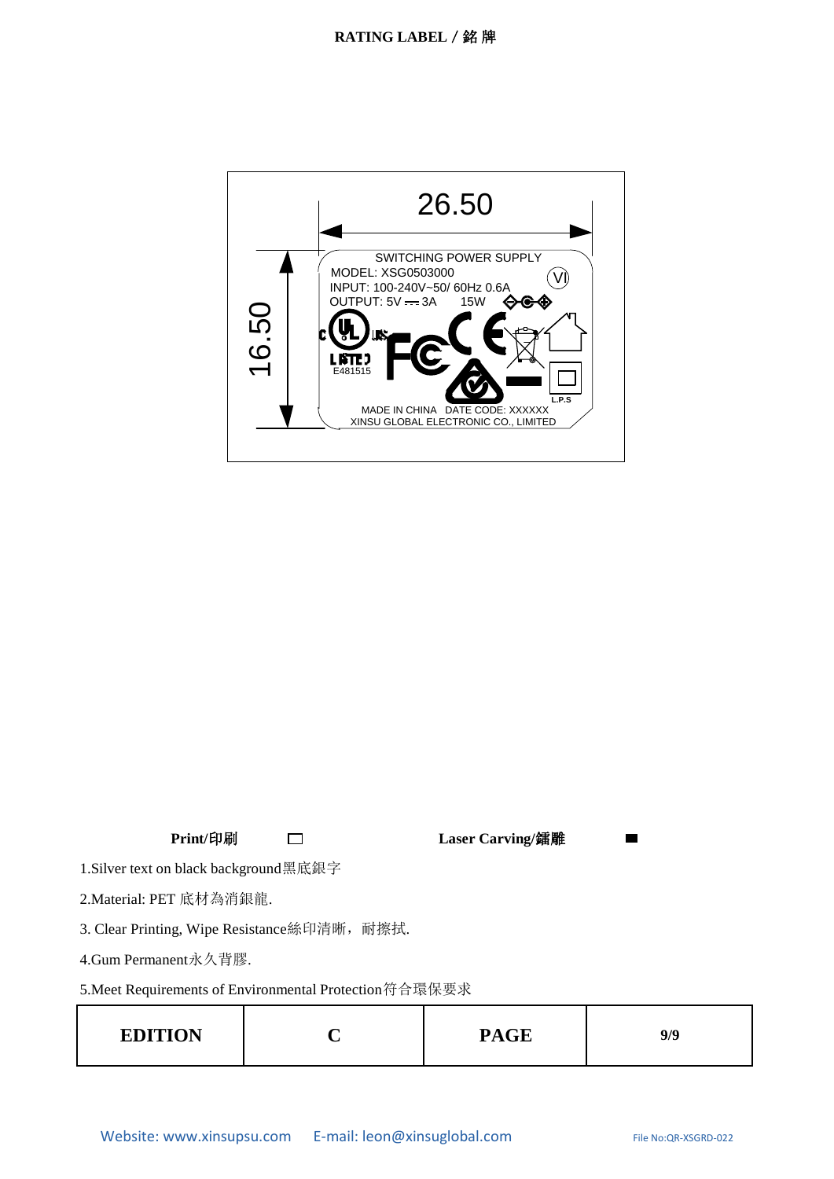**RATING LABEL / 銘 牌**

26.50

16.50

SWITCHING POWER SUPPLY
MODEL: XSG0503000
INPUT: 100-240V~50/ 60Hz 0.6A
OUTPUT: 5V ⎓ 3A 15W
E481515
L.P.S
MADE IN CHINA DATE CODE: XXXXXX
XINSU GLOBAL ELECTRONIC CO., LIMITED

**Print/印刷** ☐ **Laser Carving/鐳雕** ■

1.Silver text on black background黑底銀字

2.Material: PET 底材為消銀龍.

3. Clear Printing, Wipe Resistance絲印清晰，耐擦拭.

4.Gum Permanent永久背膠.

5.Meet Requirements of Environmental Protection符合環保要求

| | | | |
|---|---|---|---|
| **EDITION** | **C** | **PAGE** | **9/9** |

Website: www.xinsupsu.com E-mail: leon@xinsuglobal.com File No:QR-XSGRD-022